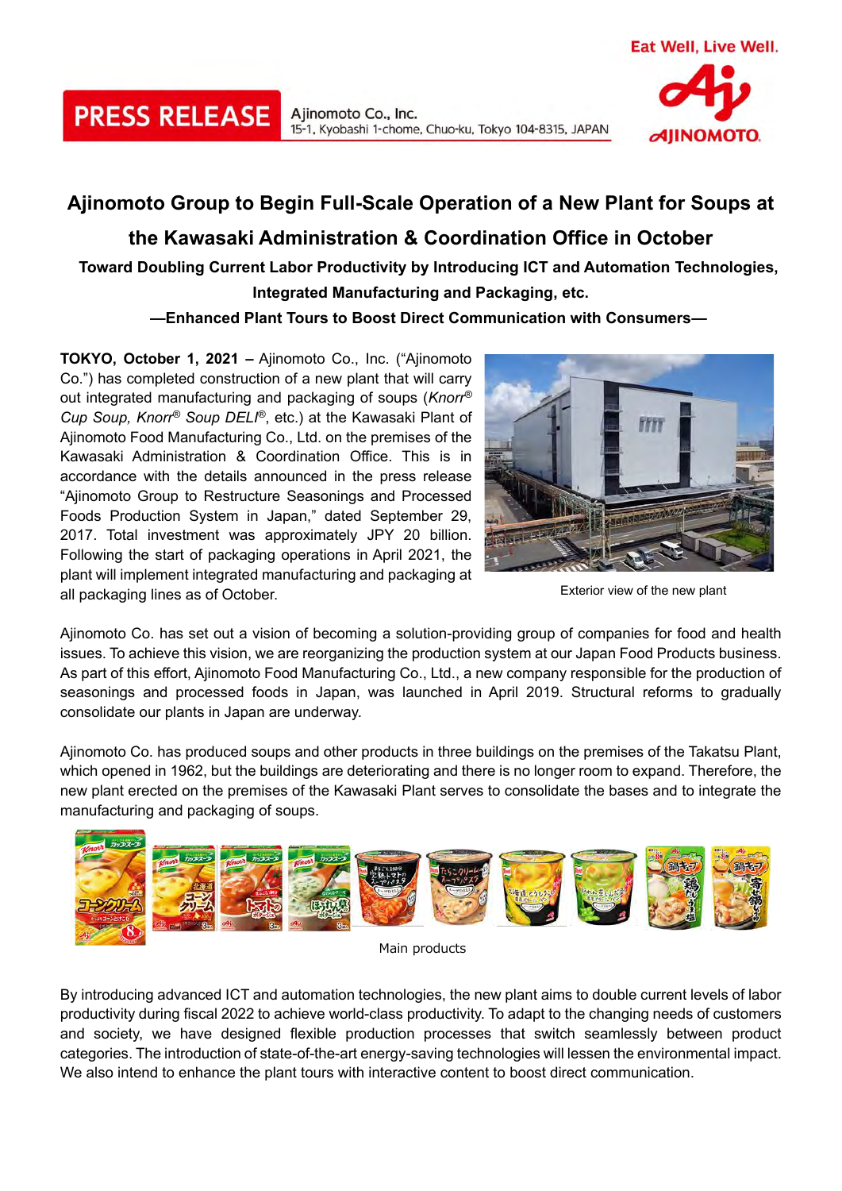PRESS RELEASE

Ajinomoto Co., Inc.
15-1, Kyobashi 1-chome, Chuo-ku, Tokyo 104-8315, JAPAN

Eat Well, Live Well.

# Ajinomoto Group to Begin Full-Scale Operation of a New Plant for Soups at the Kawasaki Administration & Coordination Office in October

### Toward Doubling Current Labor Productivity by Introducing ICT and Automation Technologies, Integrated Manufacturing and Packaging, etc.

### —Enhanced Plant Tours to Boost Direct Communication with Consumers—

**TOKYO, October 1, 2021 –** Ajinomoto Co., Inc. ("Ajinomoto Co.") has completed construction of a new plant that will carry out integrated manufacturing and packaging of soups (*Knorr® Cup Soup, Knorr® Soup DELI®*, etc.) at the Kawasaki Plant of Ajinomoto Food Manufacturing Co., Ltd. on the premises of the Kawasaki Administration & Coordination Office. This is in accordance with the details announced in the press release "Ajinomoto Group to Restructure Seasonings and Processed Foods Production System in Japan," dated September 29, 2017. Total investment was approximately JPY 20 billion. Following the start of packaging operations in April 2021, the plant will implement integrated manufacturing and packaging at all packaging lines as of October.

Exterior view of the new plant

Ajinomoto Co. has set out a vision of becoming a solution-providing group of companies for food and health issues. To achieve this vision, we are reorganizing the production system at our Japan Food Products business. As part of this effort, Ajinomoto Food Manufacturing Co., Ltd., a new company responsible for the production of seasonings and processed foods in Japan, was launched in April 2019. Structural reforms to gradually consolidate our plants in Japan are underway.

Ajinomoto Co. has produced soups and other products in three buildings on the premises of the Takatsu Plant, which opened in 1962, but the buildings are deteriorating and there is no longer room to expand. Therefore, the new plant erected on the premises of the Kawasaki Plant serves to consolidate the bases and to integrate the manufacturing and packaging of soups.

Main products

By introducing advanced ICT and automation technologies, the new plant aims to double current levels of labor productivity during fiscal 2022 to achieve world-class productivity. To adapt to the changing needs of customers and society, we have designed flexible production processes that switch seamlessly between product categories. The introduction of state-of-the-art energy-saving technologies will lessen the environmental impact. We also intend to enhance the plant tours with interactive content to boost direct communication.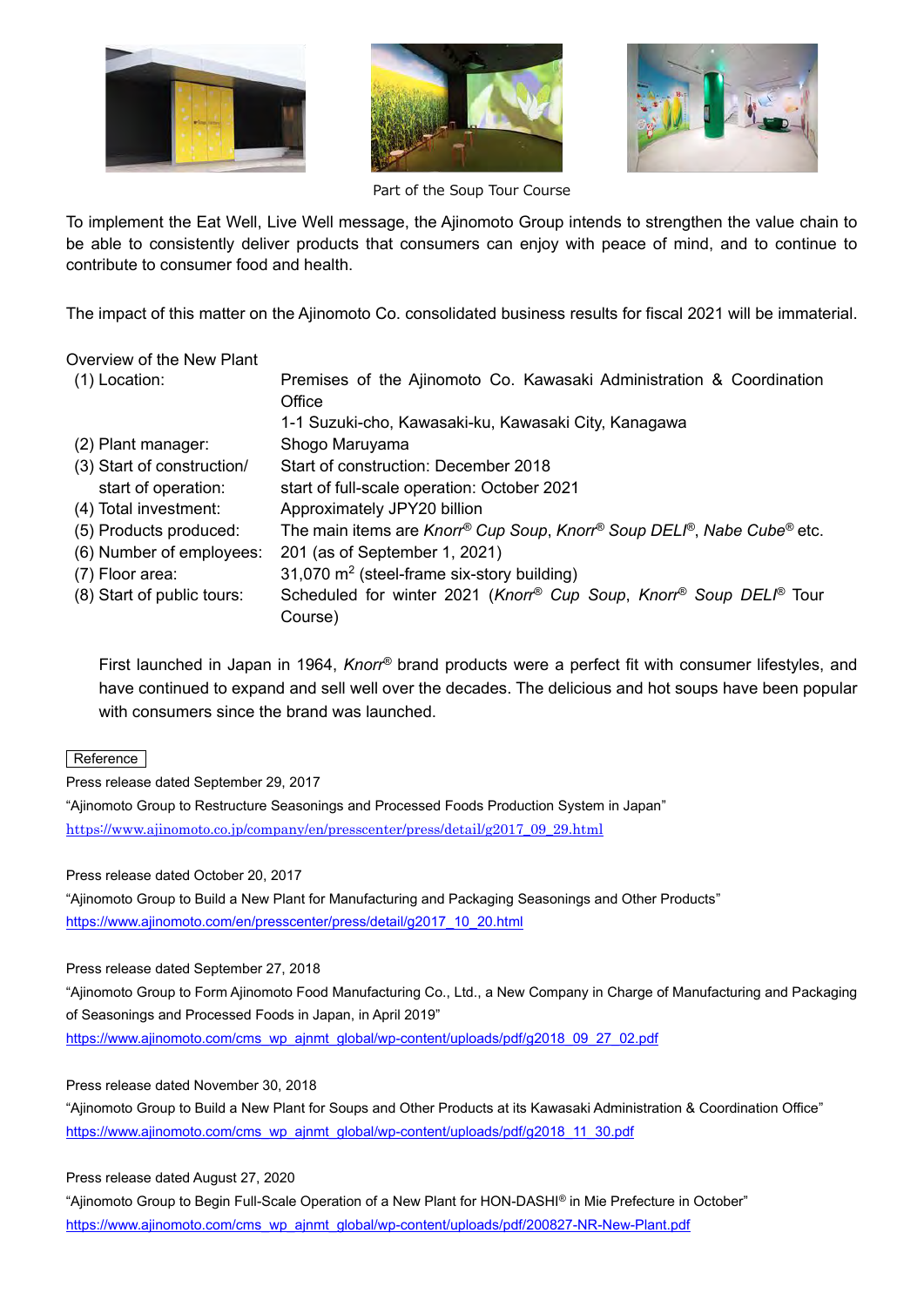Part of the Soup Tour Course

To implement the Eat Well, Live Well message, the Ajinomoto Group intends to strengthen the value chain to be able to consistently deliver products that consumers can enjoy with peace of mind, and to continue to contribute to consumer food and health.

The impact of this matter on the Ajinomoto Co. consolidated business results for fiscal 2021 will be immaterial.

Overview of the New Plant

| | |
|---|---|
| (1) Location: | Premises of the Ajinomoto Co. Kawasaki Administration & Coordination Office<br>1-1 Suzuki-cho, Kawasaki-ku, Kawasaki City, Kanagawa |
| (2) Plant manager: | Shogo Maruyama |
| (3) Start of construction/ start of operation: | Start of construction: December 2018<br>start of full-scale operation: October 2021 |
| (4) Total investment: | Approximately JPY20 billion |
| (5) Products produced: | The main items are *Knorr® Cup Soup*, *Knorr® Soup DELI®*, *Nabe Cube®* etc. |
| (6) Number of employees: | 201 (as of September 1, 2021) |
| (7) Floor area: | 31,070 $m^2$ (steel-frame six-story building) |
| (8) Start of public tours: | Scheduled for winter 2021 (*Knorr® Cup Soup*, *Knorr® Soup DELI®* Tour Course) |

First launched in Japan in 1964, *Knorr®* brand products were a perfect fit with consumer lifestyles, and have continued to expand and sell well over the decades. The delicious and hot soups have been popular with consumers since the brand was launched.

Reference

Press release dated September 29, 2017
"Ajinomoto Group to Restructure Seasonings and Processed Foods Production System in Japan"
https://www.ajinomoto.co.jp/company/en/presscenter/press/detail/g2017_09_29.html

Press release dated October 20, 2017
"Ajinomoto Group to Build a New Plant for Manufacturing and Packaging Seasonings and Other Products"
https://www.ajinomoto.com/en/presscenter/press/detail/g2017_10_20.html

Press release dated September 27, 2018
"Ajinomoto Group to Form Ajinomoto Food Manufacturing Co., Ltd., a New Company in Charge of Manufacturing and Packaging of Seasonings and Processed Foods in Japan, in April 2019"
https://www.ajinomoto.com/cms_wp_ajnmt_global/wp-content/uploads/pdf/g2018_09_27_02.pdf

Press release dated November 30, 2018
"Ajinomoto Group to Build a New Plant for Soups and Other Products at its Kawasaki Administration & Coordination Office"
https://www.ajinomoto.com/cms_wp_ajnmt_global/wp-content/uploads/pdf/g2018_11_30.pdf

Press release dated August 27, 2020
"Ajinomoto Group to Begin Full-Scale Operation of a New Plant for HON-DASHI® in Mie Prefecture in October"
https://www.ajinomoto.com/cms_wp_ajnmt_global/wp-content/uploads/pdf/200827-NR-New-Plant.pdf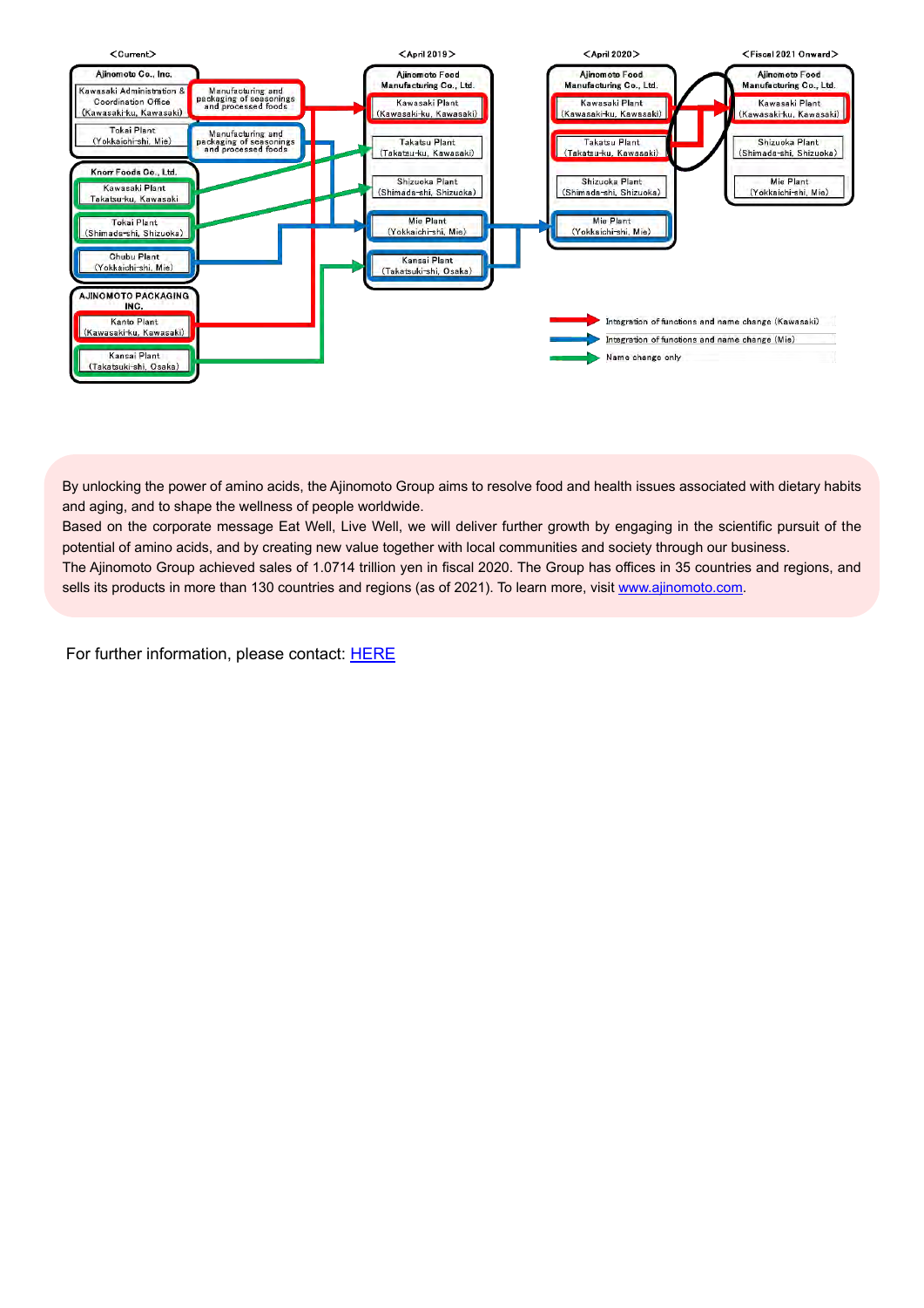<Current>

Ajinomoto Co., Inc.

Kawasaki Administration & Coordination Office (Kawasaki-ku, Kawasaki)

Tokai Plant (Yokkaichi-shi, Mie)

Manufacturing and packaging of seasonings and processed foods

Manufacturing and packaging of seasonings and processed foods

Knorr Foods Co., Ltd.

Kawasaki Plant Takatsu-ku, Kawasaki

Tokai Plant (Shimada-shi, Shizuoka)

Chubu Plant (Yokkaichi-shi, Mie)

AJINOMOTO PACKAGING INC.

Kanto Plant (Kawasaki-ku, Kawasaki)

Kansai Plant (Takatsuki-shi, Osaka)

<April 2019>

Ajinomoto Food Manufacturing Co., Ltd.

Kawasaki Plant (Kawasaki-ku, Kawasaki)

Takatsu Plant (Takatsu-ku, Kawasaki)

Shizuoka Plant (Shimada-shi, Shizuoka)

Mie Plant (Yokkaichi-shi, Mie)

Kansai Plant (Takatsuki-shi, Osaka)

<April 2020>

Ajinomoto Food Manufacturing Co., Ltd.

Kawasaki Plant (Kawasaki-ku, Kawasaki)

Takatsu Plant (Takatsu-ku, Kawasaki)

Shizuoka Plant (Shimada-shi, Shizuoka)

Mie Plant (Yokkaichi-shi, Mie)

<Fiscal 2021 Onward>

Ajinomoto Food Manufacturing Co., Ltd.

Kawasaki Plant (Kawasaki-ku, Kawasaki)

Shizuoka Plant (Shimada-shi, Shizuoka)

Mie Plant (Yokkaichi-shi, Mie)

Integration of functions and name change (Kawasaki)

Integration of functions and name change (Mie)

Name change only

By unlocking the power of amino acids, the Ajinomoto Group aims to resolve food and health issues associated with dietary habits and aging, and to shape the wellness of people worldwide.
Based on the corporate message Eat Well, Live Well, we will deliver further growth by engaging in the scientific pursuit of the potential of amino acids, and by creating new value together with local communities and society through our business.
The Ajinomoto Group achieved sales of 1.0714 trillion yen in fiscal 2020. The Group has offices in 35 countries and regions, and sells its products in more than 130 countries and regions (as of 2021). To learn more, visit www.ajinomoto.com.

For further information, please contact: HERE